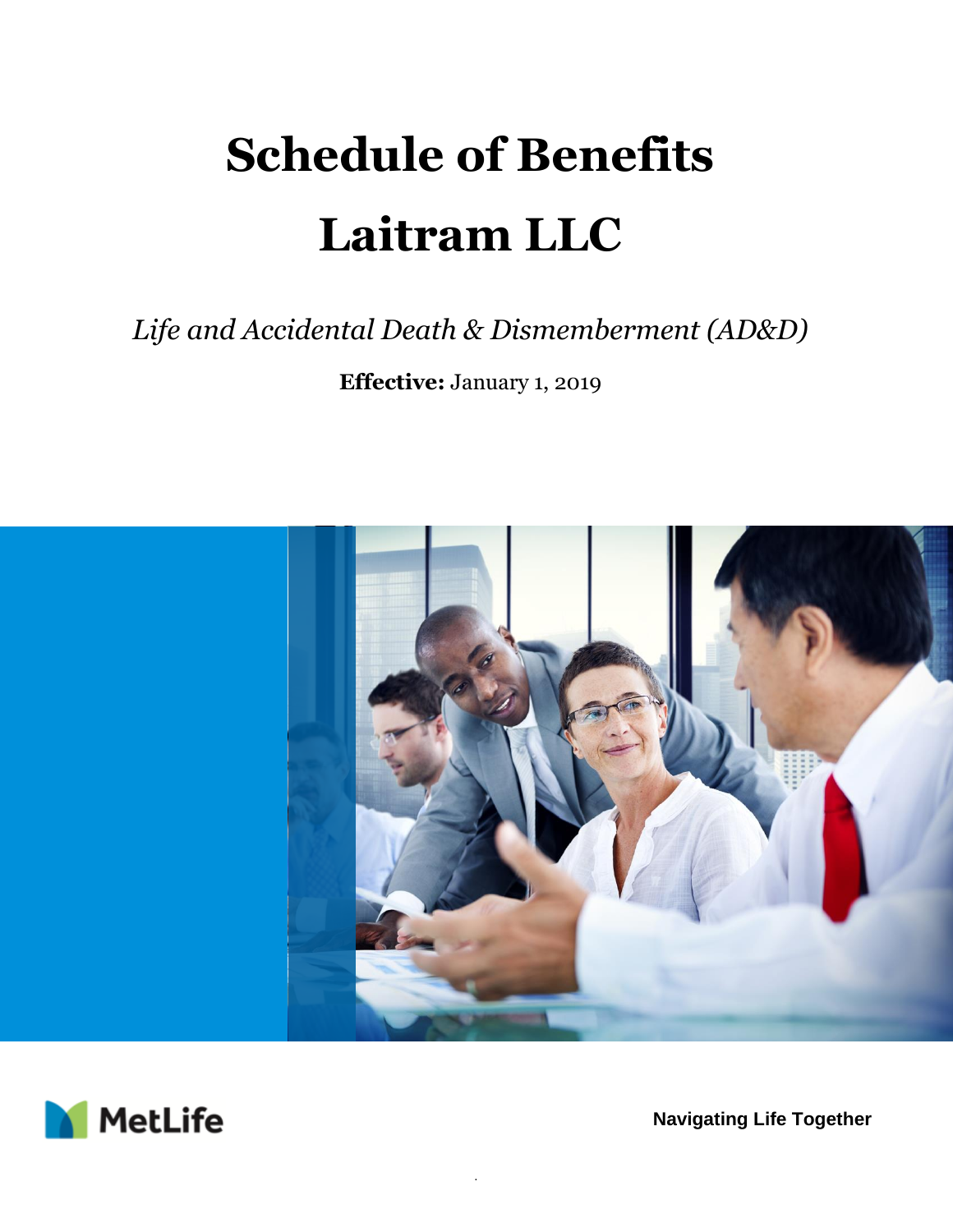# Schedule of Benefits

# Laitram LLC

*Life and Accidental Death & Dismemberment (AD&D)*

**Effective:** January 1, 2019

MetLife

**Navigating Life Together**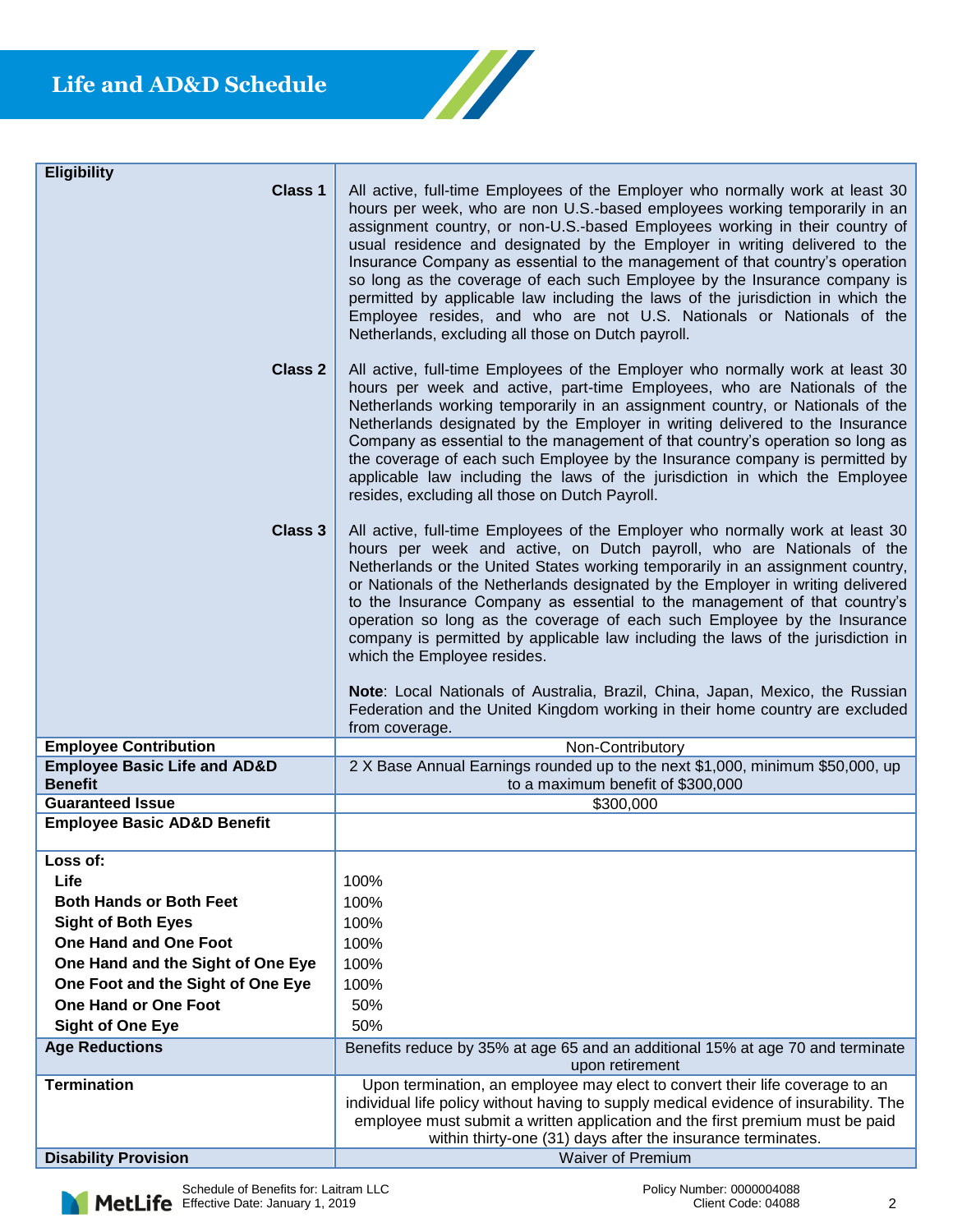# Life and AD&D Schedule

| | |
|---|---|
| **Eligibility** | |
| **Class 1** | All active, full-time Employees of the Employer who normally work at least 30 hours per week, who are non U.S.-based employees working temporarily in an assignment country, or non-U.S.-based Employees working in their country of usual residence and designated by the Employer in writing delivered to the Insurance Company as essential to the management of that country's operation so long as the coverage of each such Employee by the Insurance company is permitted by applicable law including the laws of the jurisdiction in which the Employee resides, and who are not U.S. Nationals or Nationals of the Netherlands, excluding all those on Dutch payroll. |
| **Class 2** | All active, full-time Employees of the Employer who normally work at least 30 hours per week and active, part-time Employees, who are Nationals of the Netherlands working temporarily in an assignment country, or Nationals of the Netherlands designated by the Employer in writing delivered to the Insurance Company as essential to the management of that country's operation so long as the coverage of each such Employee by the Insurance company is permitted by applicable law including the laws of the jurisdiction in which the Employee resides, excluding all those on Dutch Payroll. |
| **Class 3** | All active, full-time Employees of the Employer who normally work at least 30 hours per week and active, on Dutch payroll, who are Nationals of the Netherlands or the United States working temporarily in an assignment country, or Nationals of the Netherlands designated by the Employer in writing delivered to the Insurance Company as essential to the management of that country's operation so long as the coverage of each such Employee by the Insurance company is permitted by applicable law including the laws of the jurisdiction in which the Employee resides.<br><br>**Note**: Local Nationals of Australia, Brazil, China, Japan, Mexico, the Russian Federation and the United Kingdom working in their home country are excluded from coverage. |
| **Employee Contribution** | Non-Contributory |
| **Employee Basic Life and AD&D Benefit** | 2 X Base Annual Earnings rounded up to the next $1,000, minimum $50,000, up to a maximum benefit of $300,000 |
| **Guaranteed Issue** | $300,000 |
| **Employee Basic AD&D Benefit** | |
| **Loss of:** | |
| **Life** | 100% |
| **Both Hands or Both Feet** | 100% |
| **Sight of Both Eyes** | 100% |
| **One Hand and One Foot** | 100% |
| **One Hand and the Sight of One Eye** | 100% |
| **One Foot and the Sight of One Eye** | 100% |
| **One Hand or One Foot** | 50% |
| **Sight of One Eye** | 50% |
| **Age Reductions** | Benefits reduce by 35% at age 65 and an additional 15% at age 70 and terminate upon retirement |
| **Termination** | Upon termination, an employee may elect to convert their life coverage to an individual life policy without having to supply medical evidence of insurability. The employee must submit a written application and the first premium must be paid within thirty-one (31) days after the insurance terminates. |
| **Disability Provision** | Waiver of Premium |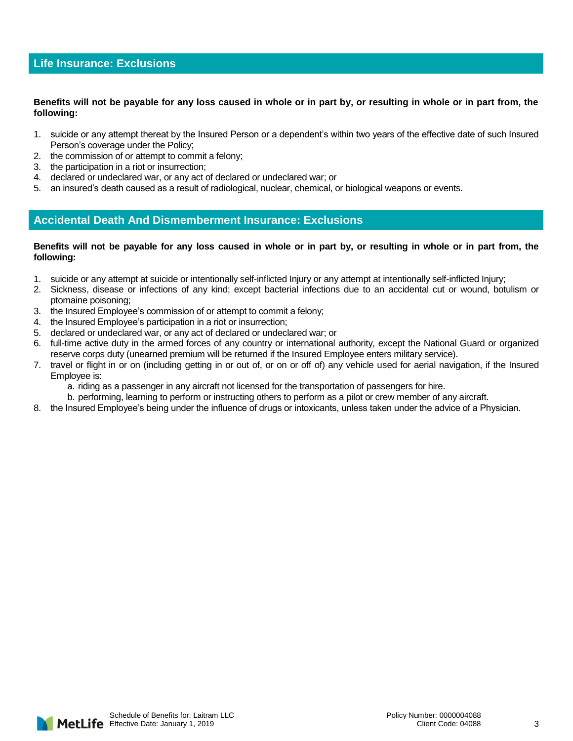## Life Insurance: Exclusions

**Benefits will not be payable for any loss caused in whole or in part by, or resulting in whole or in part from, the following:**

1. suicide or any attempt thereat by the Insured Person or a dependent's within two years of the effective date of such Insured Person's coverage under the Policy;
2. the commission of or attempt to commit a felony;
3. the participation in a riot or insurrection;
4. declared or undeclared war, or any act of declared or undeclared war; or
5. an insured's death caused as a result of radiological, nuclear, chemical, or biological weapons or events.

## Accidental Death And Dismemberment Insurance: Exclusions

**Benefits will not be payable for any loss caused in whole or in part by, or resulting in whole or in part from, the following:**

1. suicide or any attempt at suicide or intentionally self-inflicted Injury or any attempt at intentionally self-inflicted Injury;
2. Sickness, disease or infections of any kind; except bacterial infections due to an accidental cut or wound, botulism or ptomaine poisoning;
3. the Insured Employee's commission of or attempt to commit a felony;
4. the Insured Employee's participation in a riot or insurrection;
5. declared or undeclared war, or any act of declared or undeclared war; or
6. full-time active duty in the armed forces of any country or international authority, except the National Guard or organized reserve corps duty (unearned premium will be returned if the Insured Employee enters military service).
7. travel or flight in or on (including getting in or out of, or on or off of) any vehicle used for aerial navigation, if the Insured Employee is:
   a. riding as a passenger in any aircraft not licensed for the transportation of passengers for hire.
   b. performing, learning to perform or instructing others to perform as a pilot or crew member of any aircraft.
8. the Insured Employee's being under the influence of drugs or intoxicants, unless taken under the advice of a Physician.